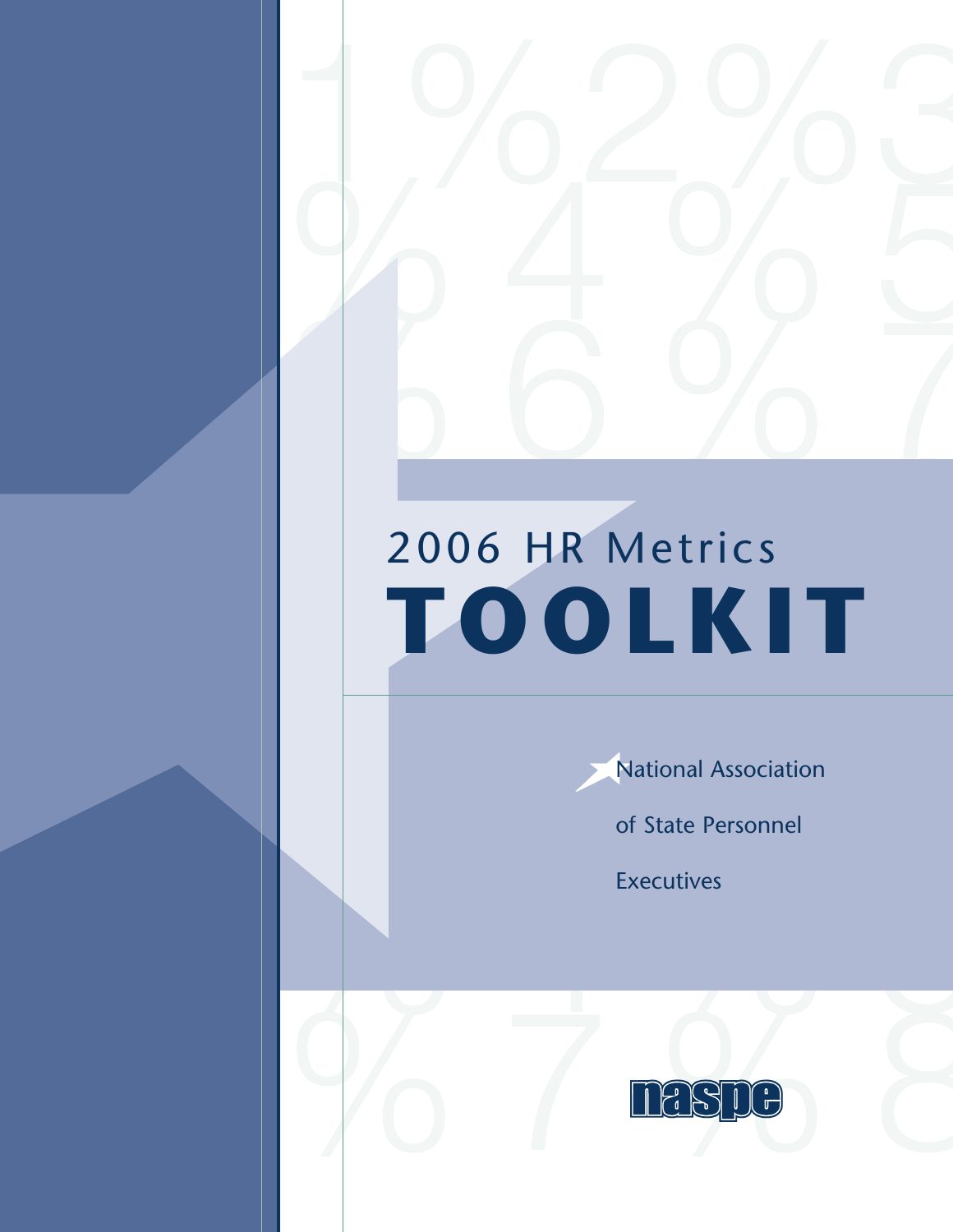# 2006 HR Metrics TOOLKIT

National Association of State Personnel Executives

naspe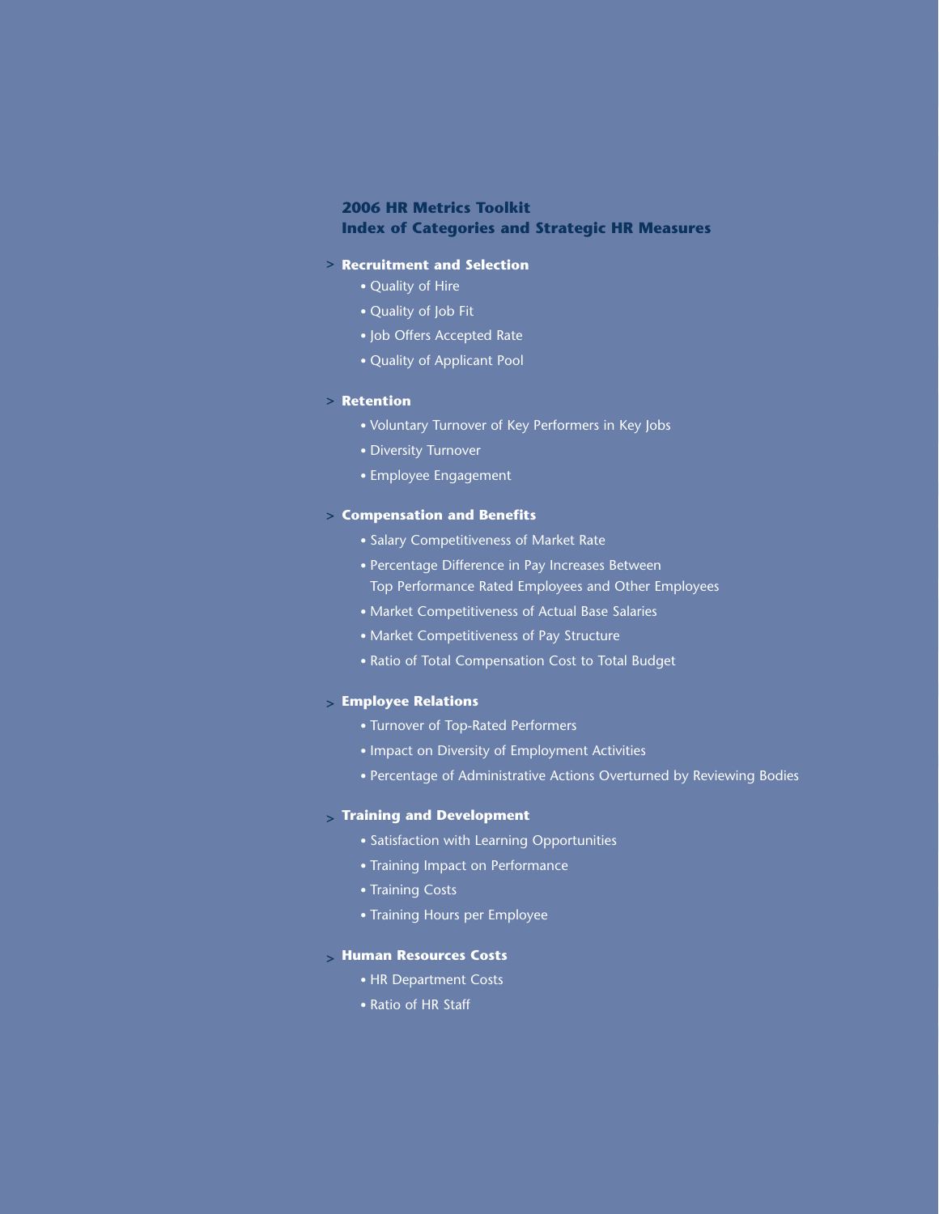# 2006 HR Metrics Toolkit
## Index of Categories and Strategic HR Measures

### > Recruitment and Selection

- Quality of Hire
- Quality of Job Fit
- Job Offers Accepted Rate
- Quality of Applicant Pool

### > Retention

- Voluntary Turnover of Key Performers in Key Jobs
- Diversity Turnover
- Employee Engagement

### > Compensation and Benefits

- Salary Competitiveness of Market Rate
- Percentage Difference in Pay Increases Between Top Performance Rated Employees and Other Employees
- Market Competitiveness of Actual Base Salaries
- Market Competitiveness of Pay Structure
- Ratio of Total Compensation Cost to Total Budget

### > Employee Relations

- Turnover of Top-Rated Performers
- Impact on Diversity of Employment Activities
- Percentage of Administrative Actions Overturned by Reviewing Bodies

### > Training and Development

- Satisfaction with Learning Opportunities
- Training Impact on Performance
- Training Costs
- Training Hours per Employee

### > Human Resources Costs

- HR Department Costs
- Ratio of HR Staff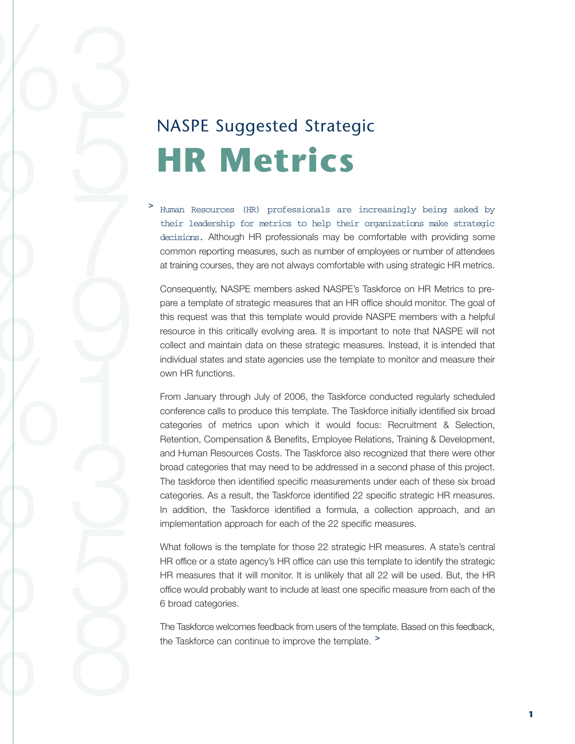# NASPE Suggested Strategic

# HR Metrics

> Human Resources (HR) professionals are increasingly being asked by their leadership for metrics to help their organizations make strategic decisions. Although HR professionals may be comfortable with providing some common reporting measures, such as number of employees or number of attendees at training courses, they are not always comfortable with using strategic HR metrics.

Consequently, NASPE members asked NASPE's Taskforce on HR Metrics to prepare a template of strategic measures that an HR office should monitor. The goal of this request was that this template would provide NASPE members with a helpful resource in this critically evolving area. It is important to note that NASPE will not collect and maintain data on these strategic measures. Instead, it is intended that individual states and state agencies use the template to monitor and measure their own HR functions.

From January through July of 2006, the Taskforce conducted regularly scheduled conference calls to produce this template. The Taskforce initially identified six broad categories of metrics upon which it would focus: Recruitment & Selection, Retention, Compensation & Benefits, Employee Relations, Training & Development, and Human Resources Costs. The Taskforce also recognized that there were other broad categories that may need to be addressed in a second phase of this project. The taskforce then identified specific measurements under each of these six broad categories. As a result, the Taskforce identified 22 specific strategic HR measures. In addition, the Taskforce identified a formula, a collection approach, and an implementation approach for each of the 22 specific measures.

What follows is the template for those 22 strategic HR measures. A state's central HR office or a state agency's HR office can use this template to identify the strategic HR measures that it will monitor. It is unlikely that all 22 will be used. But, the HR office would probably want to include at least one specific measure from each of the 6 broad categories.

The Taskforce welcomes feedback from users of the template. Based on this feedback, the Taskforce can continue to improve the template.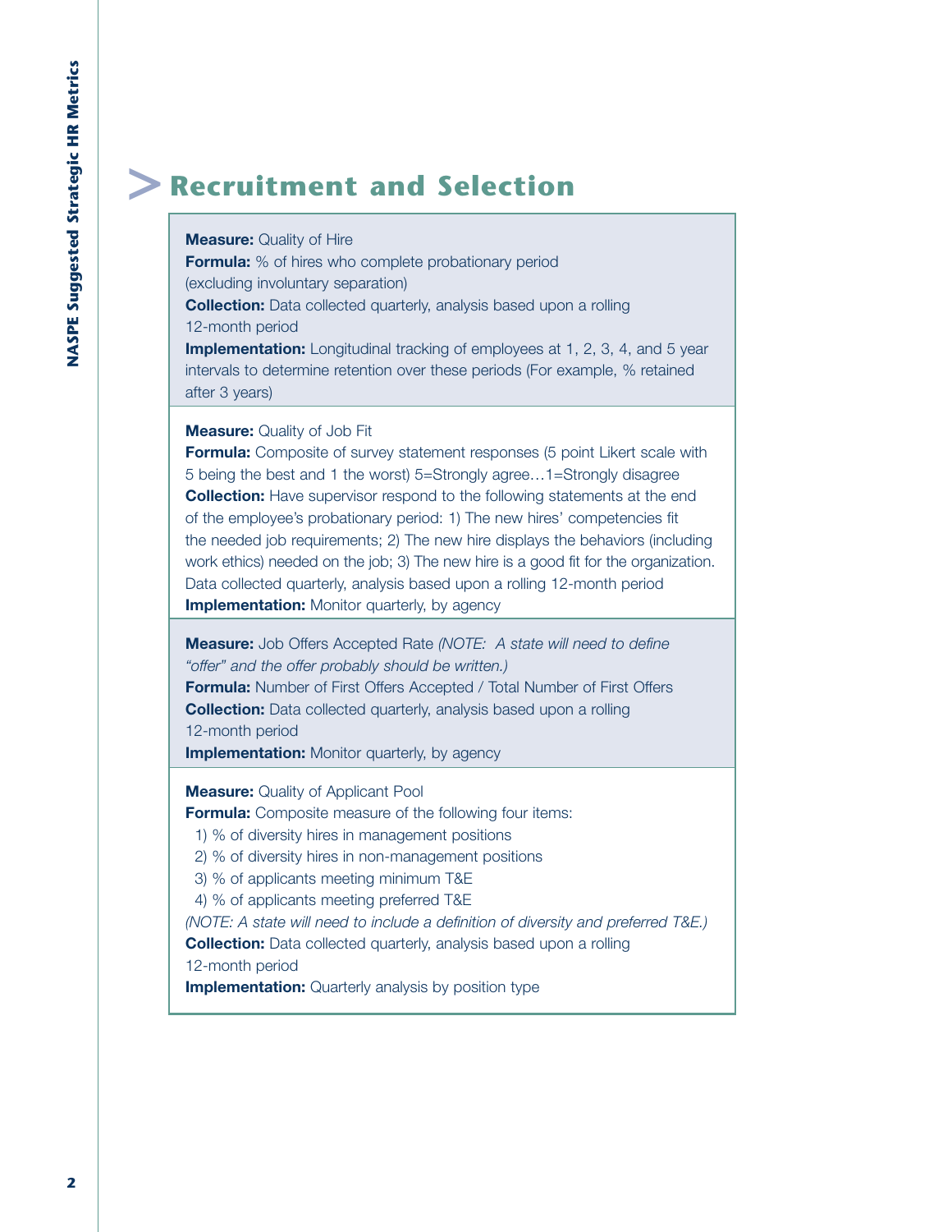# Recruitment and Selection

**Measure:** Quality of Hire
**Formula:** % of hires who complete probationary period (excluding involuntary separation)
**Collection:** Data collected quarterly, analysis based upon a rolling 12-month period
**Implementation:** Longitudinal tracking of employees at 1, 2, 3, 4, and 5 year intervals to determine retention over these periods (For example, % retained after 3 years)

**Measure:** Quality of Job Fit
**Formula:** Composite of survey statement responses (5 point Likert scale with 5 being the best and 1 the worst) 5=Strongly agree…1=Strongly disagree
**Collection:** Have supervisor respond to the following statements at the end of the employee's probationary period: 1) The new hires' competencies fit the needed job requirements; 2) The new hire displays the behaviors (including work ethics) needed on the job; 3) The new hire is a good fit for the organization. Data collected quarterly, analysis based upon a rolling 12-month period
**Implementation:** Monitor quarterly, by agency

**Measure:** Job Offers Accepted Rate *(NOTE: A state will need to define "offer" and the offer probably should be written.)*
**Formula:** Number of First Offers Accepted / Total Number of First Offers
**Collection:** Data collected quarterly, analysis based upon a rolling 12-month period
**Implementation:** Monitor quarterly, by agency

**Measure:** Quality of Applicant Pool
**Formula:** Composite measure of the following four items:
1) % of diversity hires in management positions
2) % of diversity hires in non-management positions
3) % of applicants meeting minimum T&E
4) % of applicants meeting preferred T&E

*(NOTE: A state will need to include a definition of diversity and preferred T&E.)*
**Collection:** Data collected quarterly, analysis based upon a rolling 12-month period
**Implementation:** Quarterly analysis by position type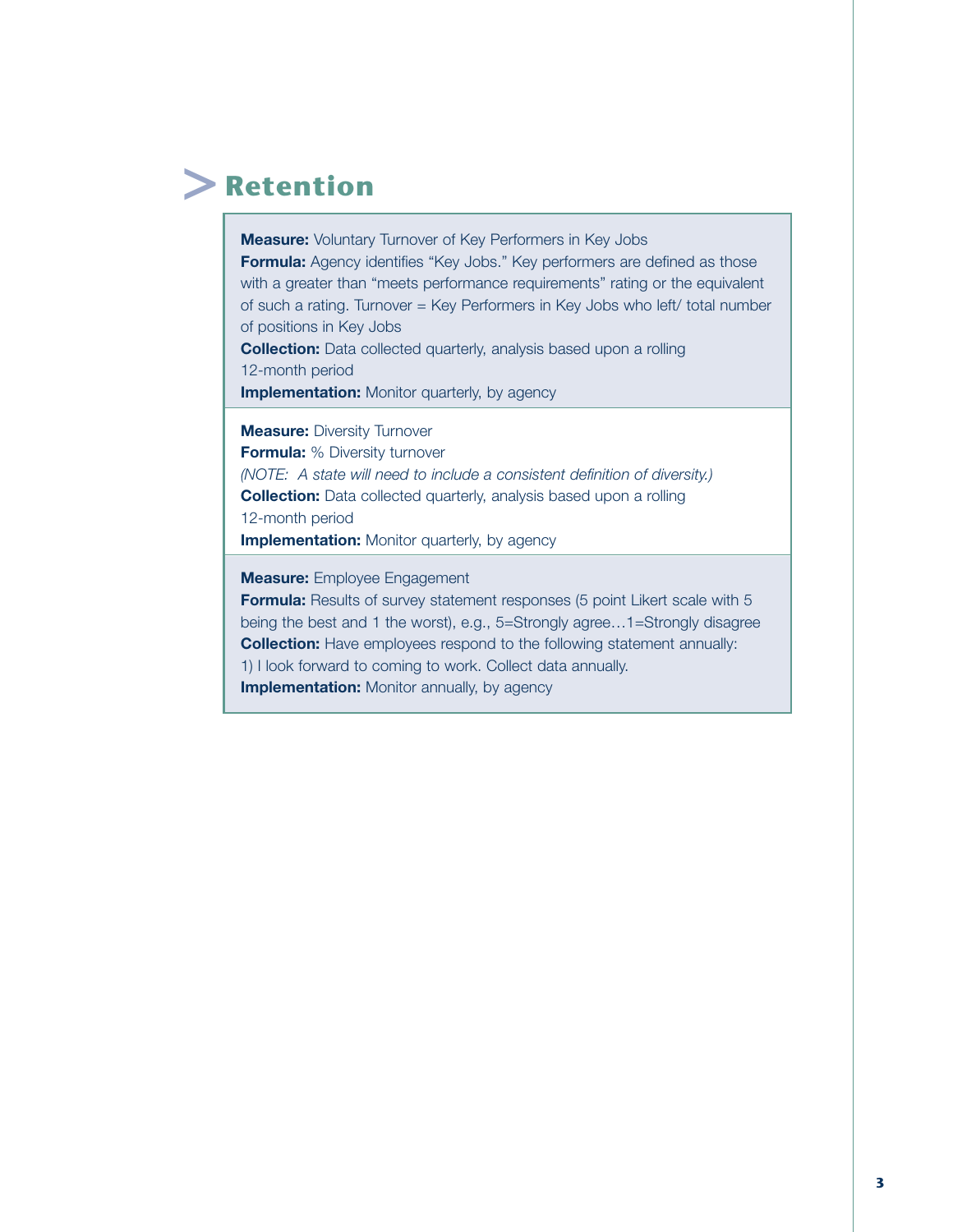# Retention

**Measure:** Voluntary Turnover of Key Performers in Key Jobs
**Formula:** Agency identifies "Key Jobs." Key performers are defined as those with a greater than "meets performance requirements" rating or the equivalent of such a rating. Turnover = Key Performers in Key Jobs who left/ total number of positions in Key Jobs
**Collection:** Data collected quarterly, analysis based upon a rolling 12-month period
**Implementation:** Monitor quarterly, by agency

**Measure:** Diversity Turnover
**Formula:** % Diversity turnover
*(NOTE: A state will need to include a consistent definition of diversity.)*
**Collection:** Data collected quarterly, analysis based upon a rolling 12-month period
**Implementation:** Monitor quarterly, by agency

**Measure:** Employee Engagement
**Formula:** Results of survey statement responses (5 point Likert scale with 5 being the best and 1 the worst), e.g., 5=Strongly agree…1=Strongly disagree
**Collection:** Have employees respond to the following statement annually:
1) I look forward to coming to work. Collect data annually.
**Implementation:** Monitor annually, by agency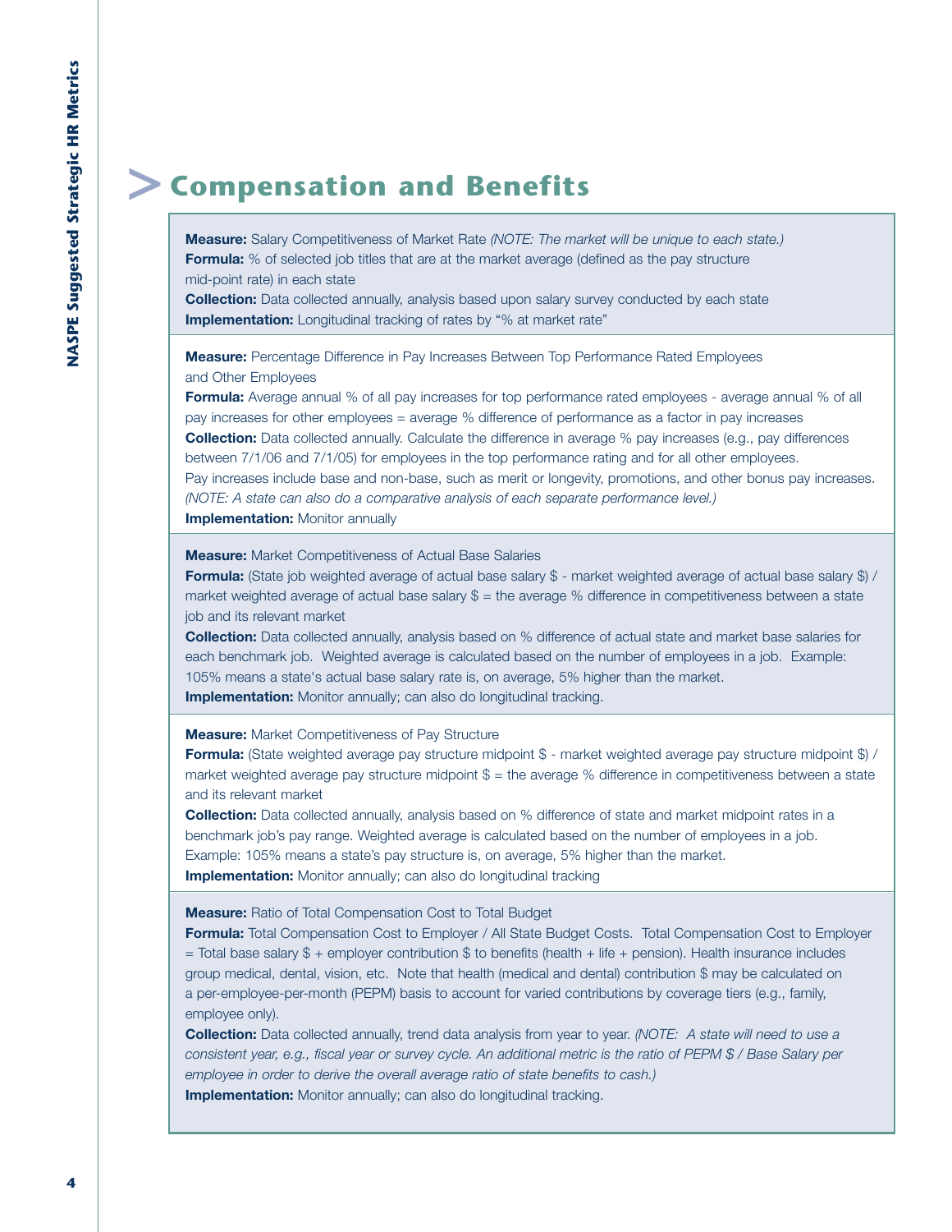# Compensation and Benefits

**Measure:** Salary Competitiveness of Market Rate *(NOTE: The market will be unique to each state.)*
**Formula:** % of selected job titles that are at the market average (defined as the pay structure mid-point rate) in each state
**Collection:** Data collected annually, analysis based upon salary survey conducted by each state
**Implementation:** Longitudinal tracking of rates by "% at market rate"

**Measure:** Percentage Difference in Pay Increases Between Top Performance Rated Employees and Other Employees
**Formula:** Average annual % of all pay increases for top performance rated employees - average annual % of all pay increases for other employees = average % difference of performance as a factor in pay increases
**Collection:** Data collected annually. Calculate the difference in average % pay increases (e.g., pay differences between 7/1/06 and 7/1/05) for employees in the top performance rating and for all other employees. Pay increases include base and non-base, such as merit or longevity, promotions, and other bonus pay increases. *(NOTE: A state can also do a comparative analysis of each separate performance level.)*
**Implementation:** Monitor annually

**Measure:** Market Competitiveness of Actual Base Salaries
**Formula:** (State job weighted average of actual base salary $ - market weighted average of actual base salary $) / market weighted average of actual base salary $ = the average % difference in competitiveness between a state job and its relevant market
**Collection:** Data collected annually, analysis based on % difference of actual state and market base salaries for each benchmark job. Weighted average is calculated based on the number of employees in a job. Example: 105% means a state's actual base salary rate is, on average, 5% higher than the market.
**Implementation:** Monitor annually; can also do longitudinal tracking.

**Measure:** Market Competitiveness of Pay Structure
**Formula:** (State weighted average pay structure midpoint $ - market weighted average pay structure midpoint $) / market weighted average pay structure midpoint $ = the average % difference in competitiveness between a state and its relevant market
**Collection:** Data collected annually, analysis based on % difference of state and market midpoint rates in a benchmark job's pay range. Weighted average is calculated based on the number of employees in a job. Example: 105% means a state's pay structure is, on average, 5% higher than the market.
**Implementation:** Monitor annually; can also do longitudinal tracking

**Measure:** Ratio of Total Compensation Cost to Total Budget
**Formula:** Total Compensation Cost to Employer / All State Budget Costs. Total Compensation Cost to Employer = Total base salary $ + employer contribution $ to benefits (health + life + pension). Health insurance includes group medical, dental, vision, etc. Note that health (medical and dental) contribution $ may be calculated on a per-employee-per-month (PEPM) basis to account for varied contributions by coverage tiers (e.g., family, employee only).
**Collection:** Data collected annually, trend data analysis from year to year. *(NOTE: A state will need to use a consistent year, e.g., fiscal year or survey cycle. An additional metric is the ratio of PEPM $ / Base Salary per employee in order to derive the overall average ratio of state benefits to cash.)*
**Implementation:** Monitor annually; can also do longitudinal tracking.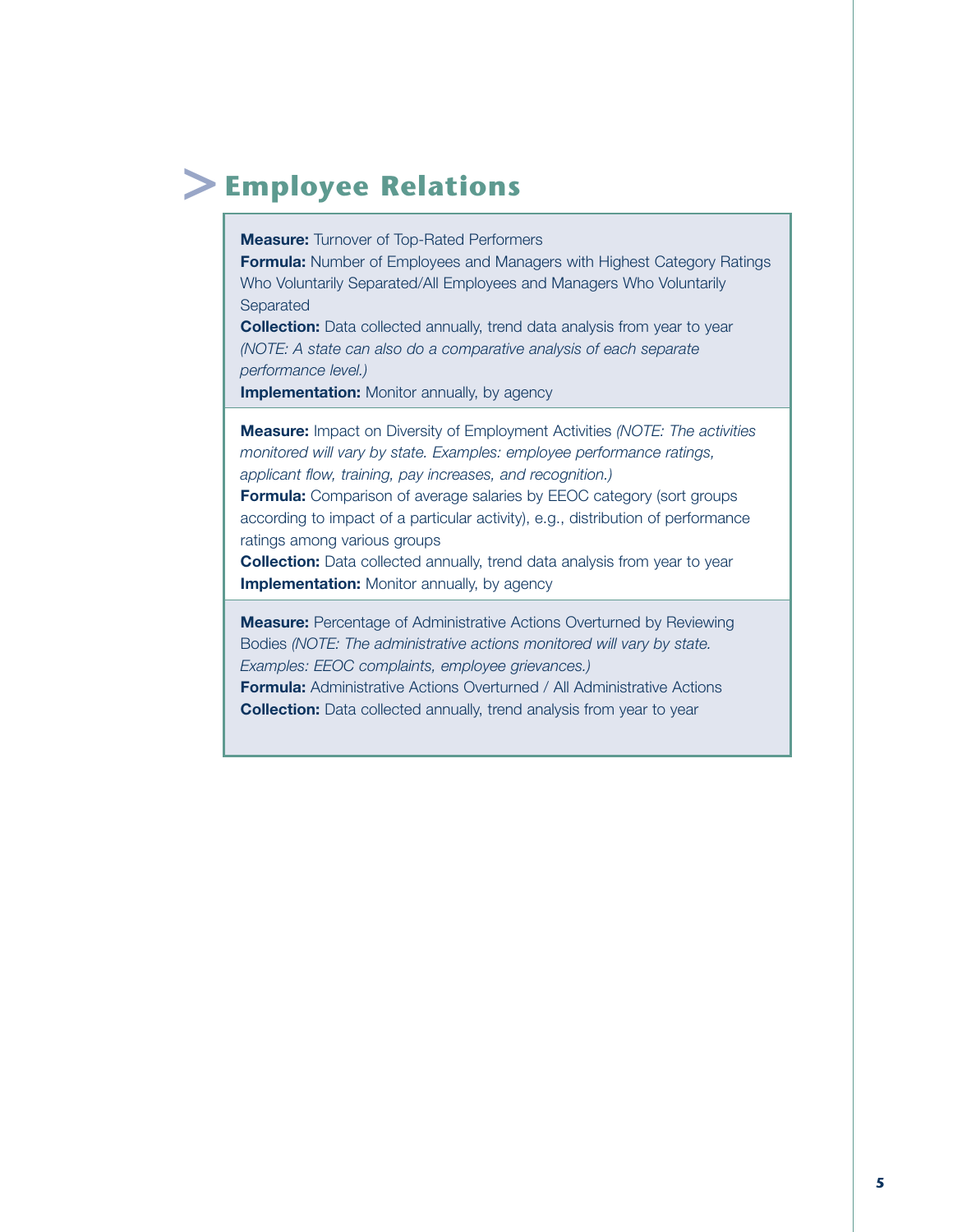# Employee Relations

**Measure:** Turnover of Top-Rated Performers
**Formula:** Number of Employees and Managers with Highest Category Ratings Who Voluntarily Separated/All Employees and Managers Who Voluntarily Separated
**Collection:** Data collected annually, trend data analysis from year to year *(NOTE: A state can also do a comparative analysis of each separate performance level.)*
**Implementation:** Monitor annually, by agency

**Measure:** Impact on Diversity of Employment Activities *(NOTE: The activities monitored will vary by state. Examples: employee performance ratings, applicant flow, training, pay increases, and recognition.)*
**Formula:** Comparison of average salaries by EEOC category (sort groups according to impact of a particular activity), e.g., distribution of performance ratings among various groups
**Collection:** Data collected annually, trend data analysis from year to year
**Implementation:** Monitor annually, by agency

**Measure:** Percentage of Administrative Actions Overturned by Reviewing Bodies *(NOTE: The administrative actions monitored will vary by state. Examples: EEOC complaints, employee grievances.)*
**Formula:** Administrative Actions Overturned / All Administrative Actions
**Collection:** Data collected annually, trend analysis from year to year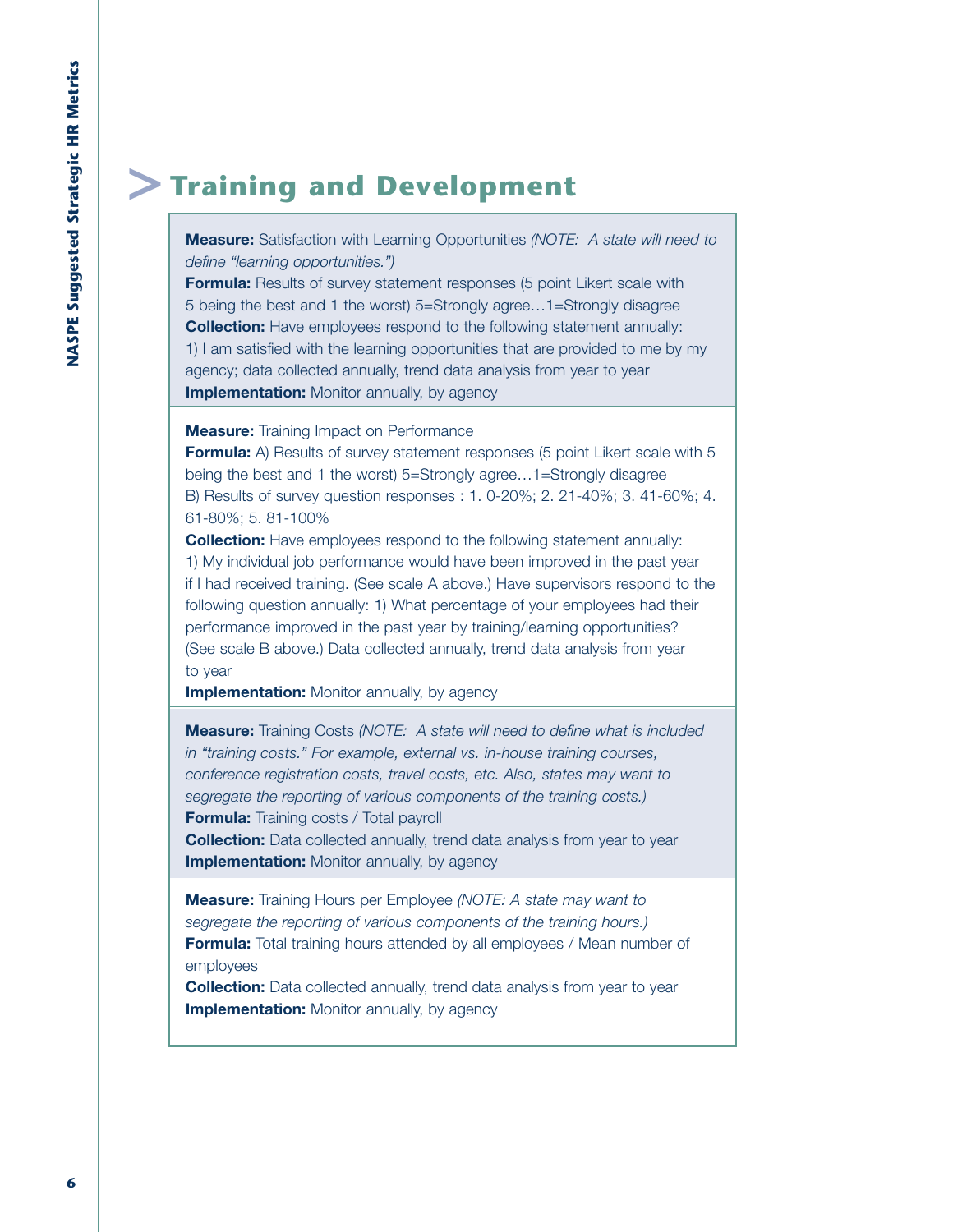# Training and Development

**Measure:** Satisfaction with Learning Opportunities *(NOTE: A state will need to define "learning opportunities.")*
**Formula:** Results of survey statement responses (5 point Likert scale with 5 being the best and 1 the worst) 5=Strongly agree…1=Strongly disagree
**Collection:** Have employees respond to the following statement annually: 1) I am satisfied with the learning opportunities that are provided to me by my agency; data collected annually, trend data analysis from year to year
**Implementation:** Monitor annually, by agency

**Measure:** Training Impact on Performance
**Formula:** A) Results of survey statement responses (5 point Likert scale with 5 being the best and 1 the worst) 5=Strongly agree…1=Strongly disagree
B) Results of survey question responses : 1. 0-20%; 2. 21-40%; 3. 41-60%; 4. 61-80%; 5. 81-100%
**Collection:** Have employees respond to the following statement annually: 1) My individual job performance would have been improved in the past year if I had received training. (See scale A above.) Have supervisors respond to the following question annually: 1) What percentage of your employees had their performance improved in the past year by training/learning opportunities? (See scale B above.) Data collected annually, trend data analysis from year to year
**Implementation:** Monitor annually, by agency

**Measure:** Training Costs *(NOTE: A state will need to define what is included in "training costs." For example, external vs. in-house training courses, conference registration costs, travel costs, etc. Also, states may want to segregate the reporting of various components of the training costs.)*
**Formula:** Training costs / Total payroll
**Collection:** Data collected annually, trend data analysis from year to year
**Implementation:** Monitor annually, by agency

**Measure:** Training Hours per Employee *(NOTE: A state may want to segregate the reporting of various components of the training hours.)*
**Formula:** Total training hours attended by all employees / Mean number of employees
**Collection:** Data collected annually, trend data analysis from year to year
**Implementation:** Monitor annually, by agency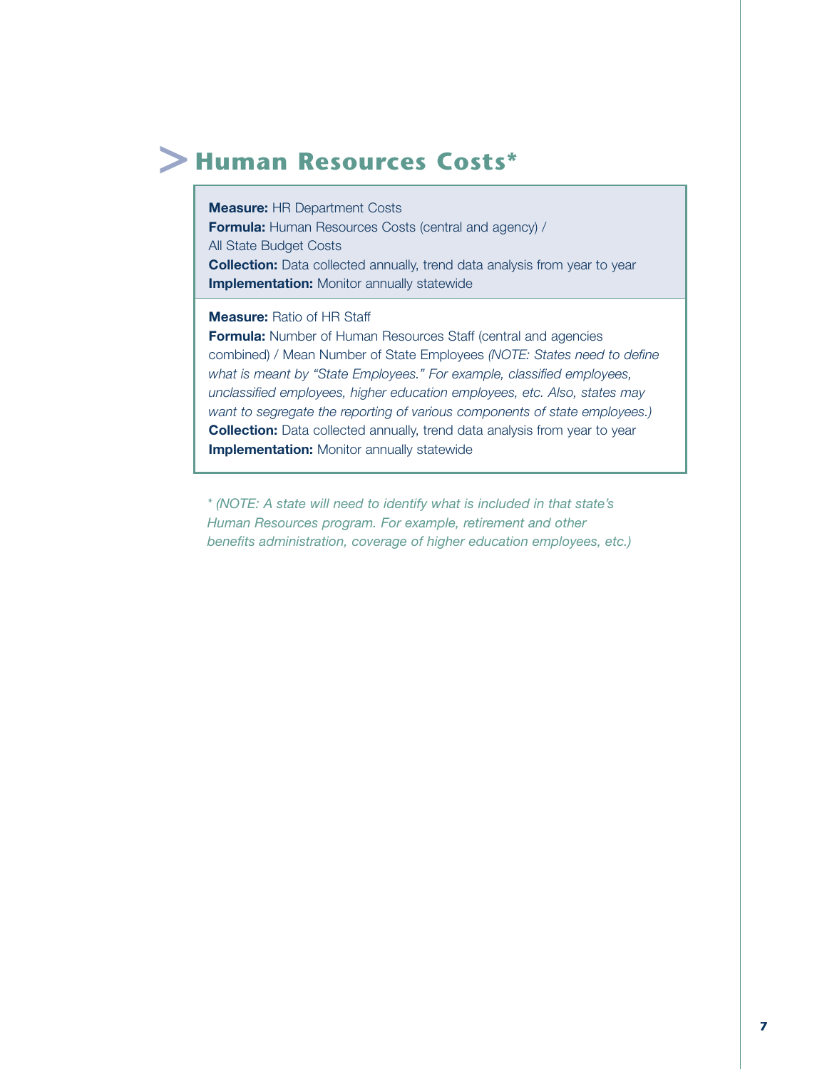# Human Resources Costs*

**Measure:** HR Department Costs
**Formula:** Human Resources Costs (central and agency) / All State Budget Costs
**Collection:** Data collected annually, trend data analysis from year to year
**Implementation:** Monitor annually statewide

**Measure:** Ratio of HR Staff
**Formula:** Number of Human Resources Staff (central and agencies combined) / Mean Number of State Employees *(NOTE: States need to define what is meant by "State Employees." For example, classified employees, unclassified employees, higher education employees, etc. Also, states may want to segregate the reporting of various components of state employees.)*
**Collection:** Data collected annually, trend data analysis from year to year
**Implementation:** Monitor annually statewide

*\* (NOTE: A state will need to identify what is included in that state's Human Resources program. For example, retirement and other benefits administration, coverage of higher education employees, etc.)*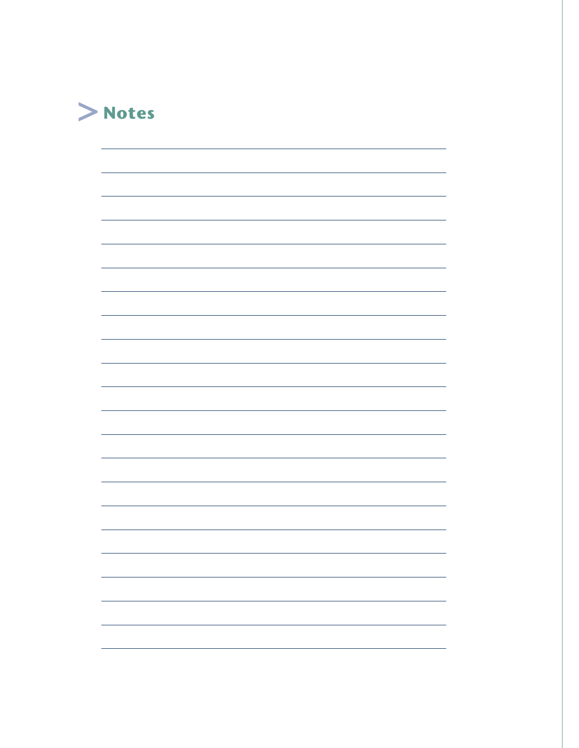## Notes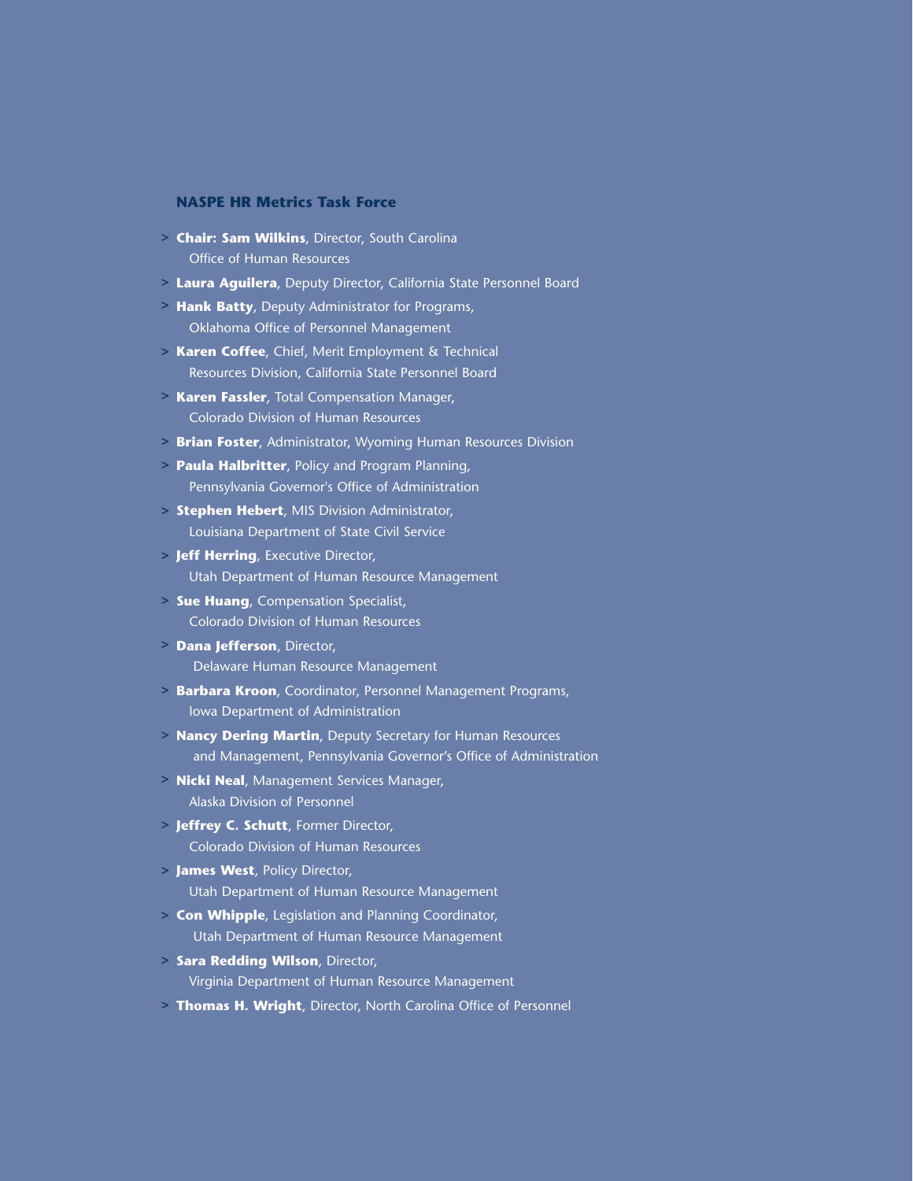### NASPE HR Metrics Task Force

- **Chair: Sam Wilkins**, Director, South Carolina Office of Human Resources
- **Laura Aguilera**, Deputy Director, California State Personnel Board
- **Hank Batty**, Deputy Administrator for Programs, Oklahoma Office of Personnel Management
- **Karen Coffee**, Chief, Merit Employment & Technical Resources Division, California State Personnel Board
- **Karen Fassler**, Total Compensation Manager, Colorado Division of Human Resources
- **Brian Foster**, Administrator, Wyoming Human Resources Division
- **Paula Halbritter**, Policy and Program Planning, Pennsylvania Governor's Office of Administration
- **Stephen Hebert**, MIS Division Administrator, Louisiana Department of State Civil Service
- **Jeff Herring**, Executive Director, Utah Department of Human Resource Management
- **Sue Huang**, Compensation Specialist, Colorado Division of Human Resources
- **Dana Jefferson**, Director, Delaware Human Resource Management
- **Barbara Kroon**, Coordinator, Personnel Management Programs, Iowa Department of Administration
- **Nancy Dering Martin**, Deputy Secretary for Human Resources and Management, Pennsylvania Governor's Office of Administration
- **Nicki Neal**, Management Services Manager, Alaska Division of Personnel
- **Jeffrey C. Schutt**, Former Director, Colorado Division of Human Resources
- **James West**, Policy Director, Utah Department of Human Resource Management
- **Con Whipple**, Legislation and Planning Coordinator, Utah Department of Human Resource Management
- **Sara Redding Wilson**, Director, Virginia Department of Human Resource Management
- **Thomas H. Wright**, Director, North Carolina Office of Personnel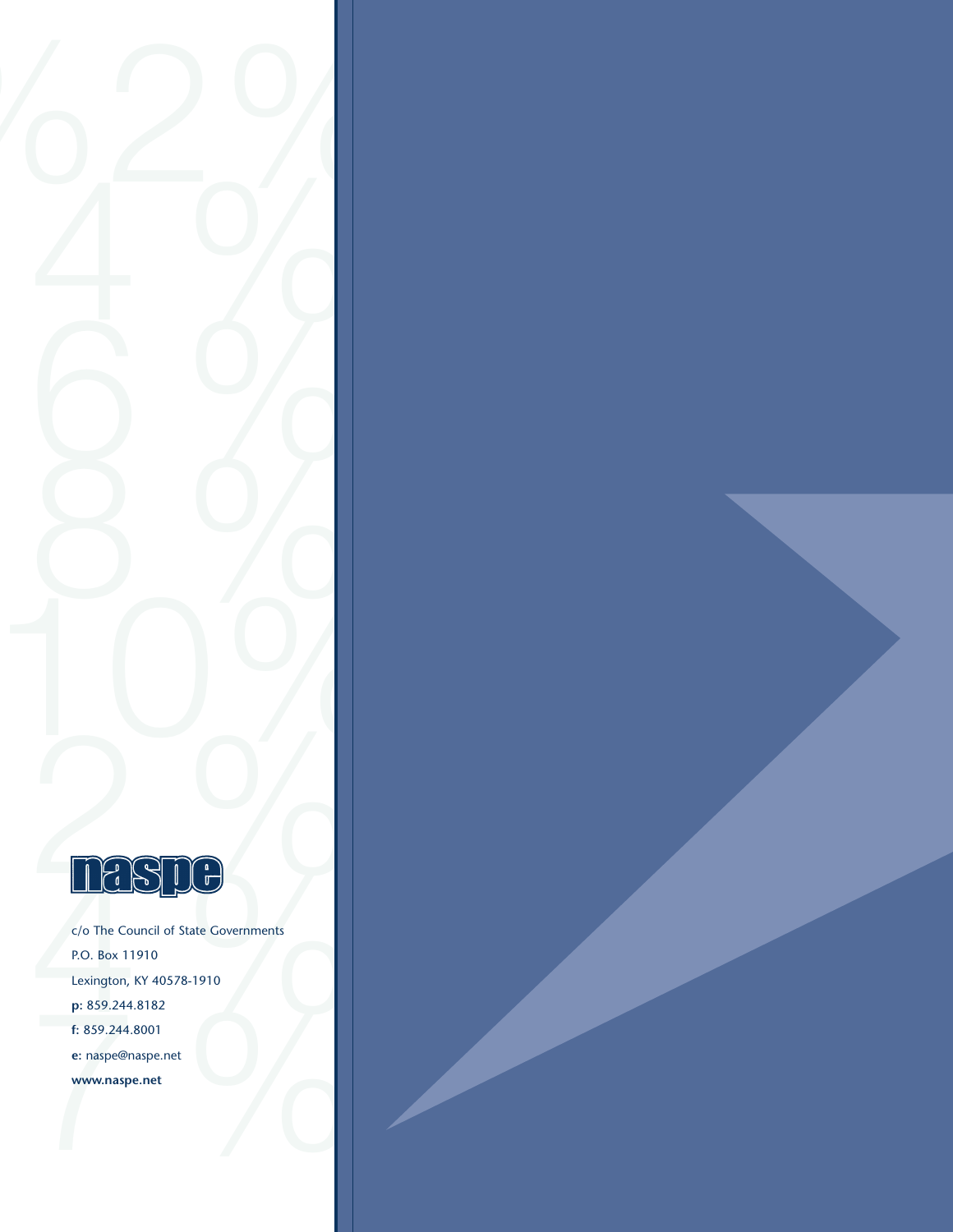naspe

c/o The Council of State Governments

P.O. Box 11910

Lexington, KY 40578-1910

**p:** 859.244.8182

**f:** 859.244.8001

**e:** naspe@naspe.net

**www.naspe.net**